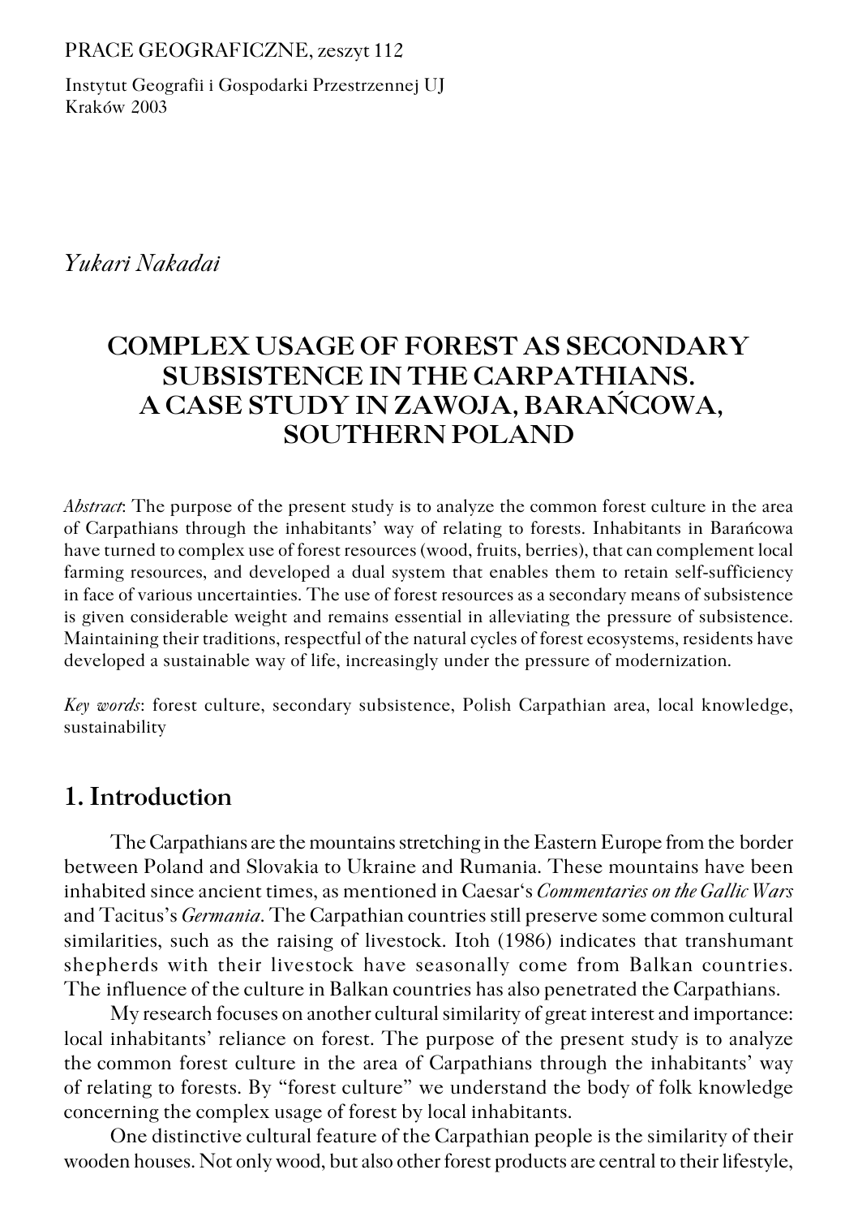PRACE GEOGRAFICZNE, zeszyt 112

Instytut Geografii i Gospodarki Przestrzennej UJ
Kraków 2003

*Yukari Nakadai*

# COMPLEX USAGE OF FOREST AS SECONDARY SUBSISTENCE IN THE CARPATHIANS. A CASE STUDY IN ZAWOJA, BARAŃCOWA, SOUTHERN POLAND

*Abstract*: The purpose of the present study is to analyze the common forest culture in the area of Carpathians through the inhabitants' way of relating to forests. Inhabitants in Barańcowa have turned to complex use of forest resources (wood, fruits, berries), that can complement local farming resources, and developed a dual system that enables them to retain self-sufficiency in face of various uncertainties. The use of forest resources as a secondary means of subsistence is given considerable weight and remains essential in alleviating the pressure of subsistence. Maintaining their traditions, respectful of the natural cycles of forest ecosystems, residents have developed a sustainable way of life, increasingly under the pressure of modernization.

*Key words*: forest culture, secondary subsistence, Polish Carpathian area, local knowledge, sustainability

## 1. Introduction

The Carpathians are the mountains stretching in the Eastern Europe from the border between Poland and Slovakia to Ukraine and Rumania. These mountains have been inhabited since ancient times, as mentioned in Caesar's *Commentaries on the Gallic Wars* and Tacitus's *Germania*. The Carpathian countries still preserve some common cultural similarities, such as the raising of livestock. Itoh (1986) indicates that transhumant shepherds with their livestock have seasonally come from Balkan countries. The influence of the culture in Balkan countries has also penetrated the Carpathians.

My research focuses on another cultural similarity of great interest and importance: local inhabitants' reliance on forest. The purpose of the present study is to analyze the common forest culture in the area of Carpathians through the inhabitants' way of relating to forests. By "forest culture" we understand the body of folk knowledge concerning the complex usage of forest by local inhabitants.

One distinctive cultural feature of the Carpathian people is the similarity of their wooden houses. Not only wood, but also other forest products are central to their lifestyle,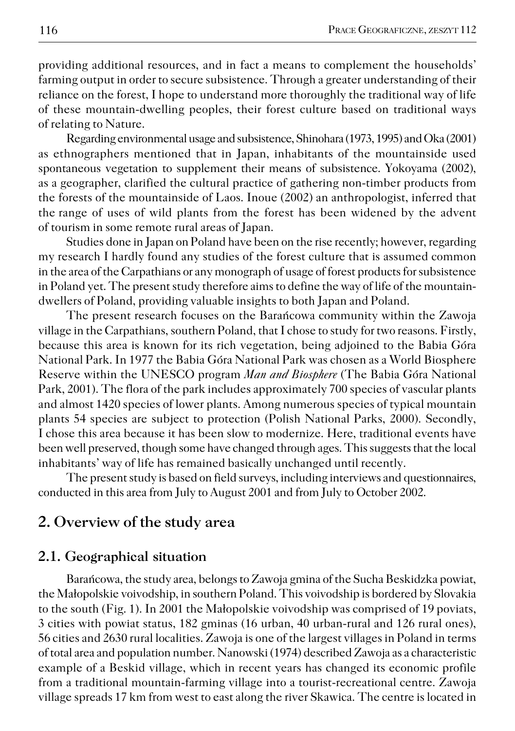providing additional resources, and in fact a means to complement the households' farming output in order to secure subsistence. Through a greater understanding of their reliance on the forest, I hope to understand more thoroughly the traditional way of life of these mountain-dwelling peoples, their forest culture based on traditional ways of relating to Nature.

Regarding environmental usage and subsistence, Shinohara (1973, 1995) and Oka (2001) as ethnographers mentioned that in Japan, inhabitants of the mountainside used spontaneous vegetation to supplement their means of subsistence. Yokoyama (2002), as a geographer, clarified the cultural practice of gathering non-timber products from the forests of the mountainside of Laos. Inoue (2002) an anthropologist, inferred that the range of uses of wild plants from the forest has been widened by the advent of tourism in some remote rural areas of Japan.

Studies done in Japan on Poland have been on the rise recently; however, regarding my research I hardly found any studies of the forest culture that is assumed common in the area of the Carpathians or any monograph of usage of forest products for subsistence in Poland yet. The present study therefore aims to define the way of life of the mountain-dwellers of Poland, providing valuable insights to both Japan and Poland.

The present research focuses on the Barańcowa community within the Zawoja village in the Carpathians, southern Poland, that I chose to study for two reasons. Firstly, because this area is known for its rich vegetation, being adjoined to the Babia Góra National Park. In 1977 the Babia Góra National Park was chosen as a World Biosphere Reserve within the UNESCO program *Man and Biosphere* (The Babia Góra National Park, 2001). The flora of the park includes approximately 700 species of vascular plants and almost 1420 species of lower plants. Among numerous species of typical mountain plants 54 species are subject to protection (Polish National Parks, 2000). Secondly, I chose this area because it has been slow to modernize. Here, traditional events have been well preserved, though some have changed through ages. This suggests that the local inhabitants' way of life has remained basically unchanged until recently.

The present study is based on field surveys, including interviews and questionnaires, conducted in this area from July to August 2001 and from July to October 2002.

## 2. Overview of the study area

### 2.1. Geographical situation

Barańcowa, the study area, belongs to Zawoja gmina of the Sucha Beskidzka powiat, the Małopolskie voivodship, in southern Poland. This voivodship is bordered by Slovakia to the south (Fig. 1). In 2001 the Małopolskie voivodship was comprised of 19 poviats, 3 cities with powiat status, 182 gminas (16 urban, 40 urban-rural and 126 rural ones), 56 cities and 2630 rural localities. Zawoja is one of the largest villages in Poland in terms of total area and population number. Nanowski (1974) described Zawoja as a characteristic example of a Beskid village, which in recent years has changed its economic profile from a traditional mountain-farming village into a tourist-recreational centre. Zawoja village spreads 17 km from west to east along the river Skawica. The centre is located in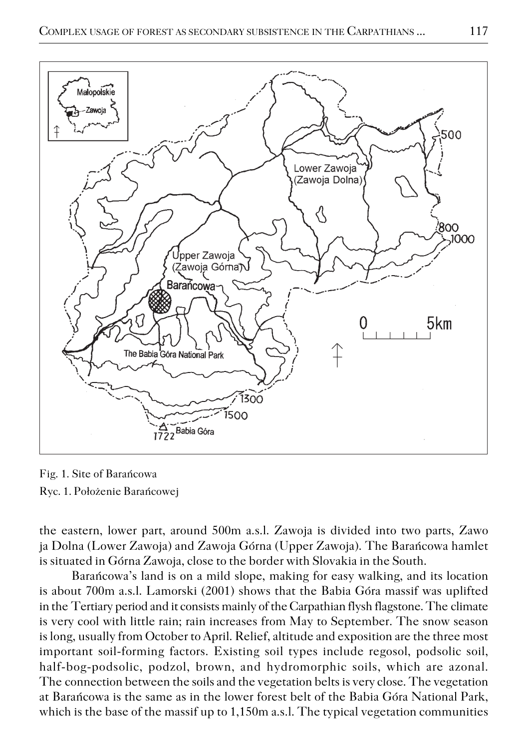Małopolskie

Zawoja

500

Lower Zawoja
(Zawoja Dolna)

800

1000

Upper Zawoja
(Zawoja Górna)

Barańcowa

0

5km

The Babia Góra National Park

1300

1500

1722 Babia Góra

Fig. 1. Site of Barańcowa

Ryc. 1. Położenie Barańcowej

the eastern, lower part, around 500m a.s.l. Zawoja is divided into two parts, Zawo ja Dolna (Lower Zawoja) and Zawoja Górna (Upper Zawoja). The Barańcowa hamlet is situated in Górna Zawoja, close to the border with Slovakia in the South.

Barańcowa's land is on a mild slope, making for easy walking, and its location is about 700m a.s.l. Lamorski (2001) shows that the Babia Góra massif was uplifted in the Tertiary period and it consists mainly of the Carpathian flysh flagstone. The climate is very cool with little rain; rain increases from May to September. The snow season is long, usually from October to April. Relief, altitude and exposition are the three most important soil-forming factors. Existing soil types include regosol, podsolic soil, half-bog-podsolic, podzol, brown, and hydromorphic soils, which are azonal. The connection between the soils and the vegetation belts is very close. The vegetation at Barańcowa is the same as in the lower forest belt of the Babia Góra National Park, which is the base of the massif up to 1,150m a.s.l. The typical vegetation communities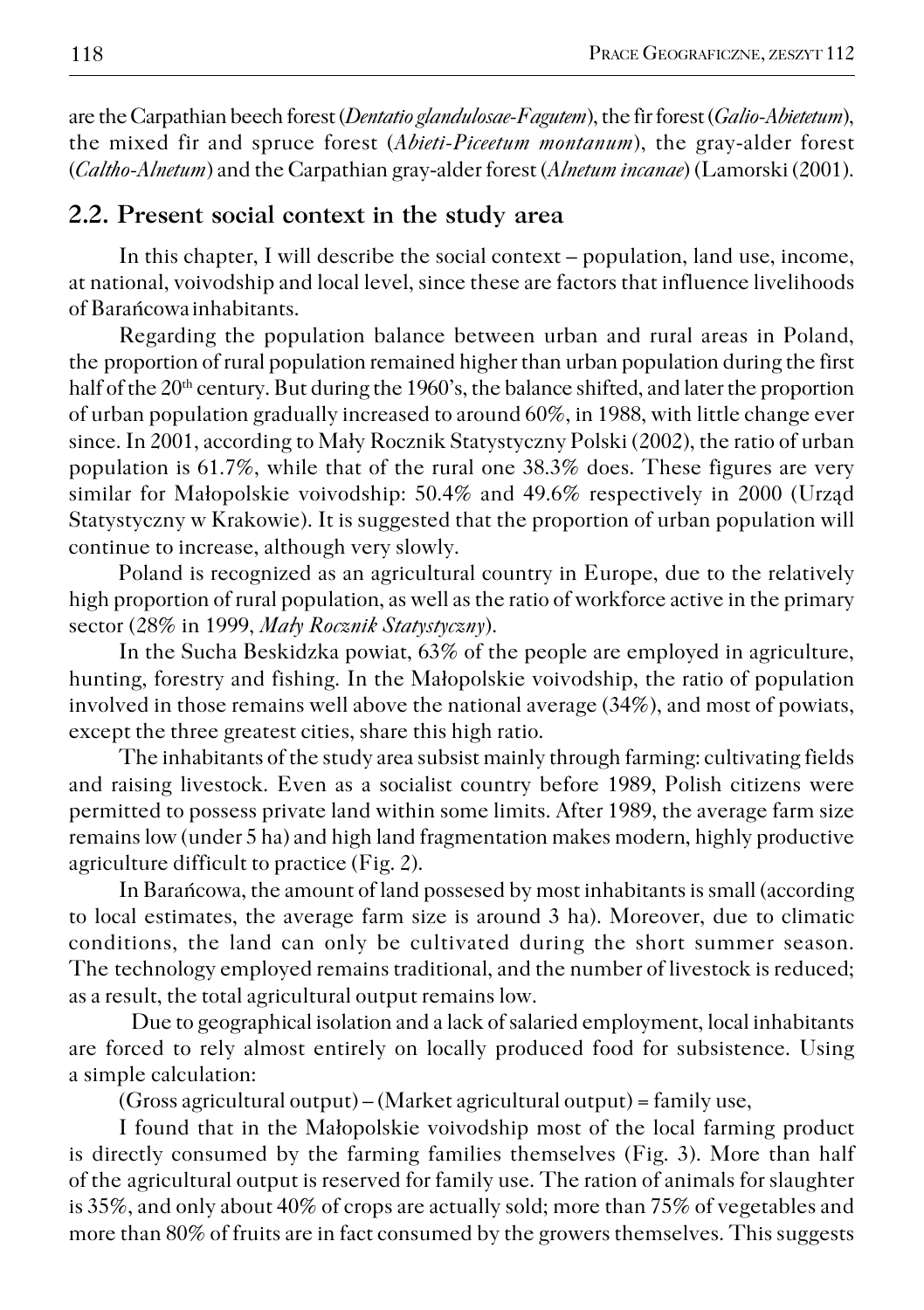are the Carpathian beech forest (*Dentatio glandulosae-Fagutem*), the fir forest (*Galio-Abietetum*), the mixed fir and spruce forest (*Abieti-Piceetum montanum*), the gray-alder forest (*Caltho-Alnetum*) and the Carpathian gray-alder forest (*Alnetum incanae*) (Lamorski (2001).

## 2.2. Present social context in the study area

In this chapter, I will describe the social context – population, land use, income, at national, voivodship and local level, since these are factors that influence livelihoods of Barańcowa inhabitants.

Regarding the population balance between urban and rural areas in Poland, the proportion of rural population remained higher than urban population during the first half of the 20th century. But during the 1960's, the balance shifted, and later the proportion of urban population gradually increased to around 60%, in 1988, with little change ever since. In 2001, according to Mały Rocznik Statystyczny Polski (2002), the ratio of urban population is 61.7%, while that of the rural one 38.3% does. These figures are very similar for Małopolskie voivodship: 50.4% and 49.6% respectively in 2000 (Urząd Statystyczny w Krakowie). It is suggested that the proportion of urban population will continue to increase, although very slowly.

Poland is recognized as an agricultural country in Europe, due to the relatively high proportion of rural population, as well as the ratio of workforce active in the primary sector (28% in 1999, *Mały Rocznik Statystyczny*).

In the Sucha Beskidzka powiat, 63% of the people are employed in agriculture, hunting, forestry and fishing. In the Małopolskie voivodship, the ratio of population involved in those remains well above the national average (34%), and most of powiats, except the three greatest cities, share this high ratio.

The inhabitants of the study area subsist mainly through farming: cultivating fields and raising livestock. Even as a socialist country before 1989, Polish citizens were permitted to possess private land within some limits. After 1989, the average farm size remains low (under 5 ha) and high land fragmentation makes modern, highly productive agriculture difficult to practice (Fig. 2).

In Barańcowa, the amount of land possesed by most inhabitants is small (according to local estimates, the average farm size is around 3 ha). Moreover, due to climatic conditions, the land can only be cultivated during the short summer season. The technology employed remains traditional, and the number of livestock is reduced; as a result, the total agricultural output remains low.

Due to geographical isolation and a lack of salaried employment, local inhabitants are forced to rely almost entirely on locally produced food for subsistence. Using a simple calculation:

(Gross agricultural output) – (Market agricultural output) = family use,

I found that in the Małopolskie voivodship most of the local farming product is directly consumed by the farming families themselves (Fig. 3). More than half of the agricultural output is reserved for family use. The ration of animals for slaughter is 35%, and only about 40% of crops are actually sold; more than 75% of vegetables and more than 80% of fruits are in fact consumed by the growers themselves. This suggests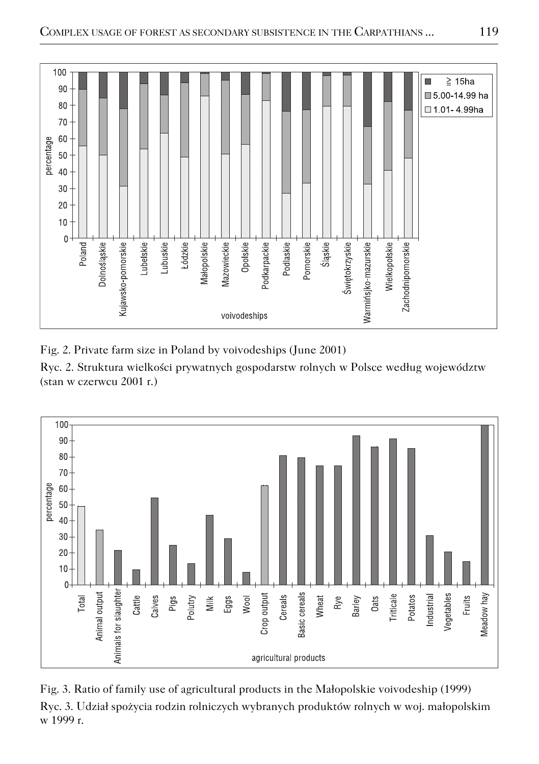100
90
80
70
60
50
40
30
20
10
0

percentage

≥ 15ha
5.00-14.99 ha
1.01- 4.99ha

Poland
Dolnośląskie
Kujawsko-pomorskie
Lubelskie
Lubuskie
Łódzkie
Małopolskie
Mazowieckie
Opolskie
Podkarpackie
Podlaskie
Pomorskie
Śląskie
Świętokrzyskie
Warmińsjko-mazurskie
Wielkopolskie
Zachodnipomorskie

voivodeships

Fig. 2. Private farm size in Poland by voivodeships (June 2001)

Ryc. 2. Struktura wielkości prywatnych gospodarstw rolnych w Polsce według województw (stan w czerwcu 2001 r.)

100
90
80
70
60
50
40
30
20
10
0

percentage

Total
Animal output
Animals for slaughter
Cattle
Calves
Pigs
Polutry
Milk
Eggs
Wool
Crop output
Cereals
Basic cereals
Wheat
Rye
Barley
Oats
Triticale
Potatos
Industrial
Vegetables
Fruits
Meadow hay

agricultural products

Fig. 3. Ratio of family use of agricultural products in the Małopolskie voivodeship (1999)

Ryc. 3. Udział spożycia rodzin rolniczych wybranych produktów rolnych w woj. małopolskim w 1999 r.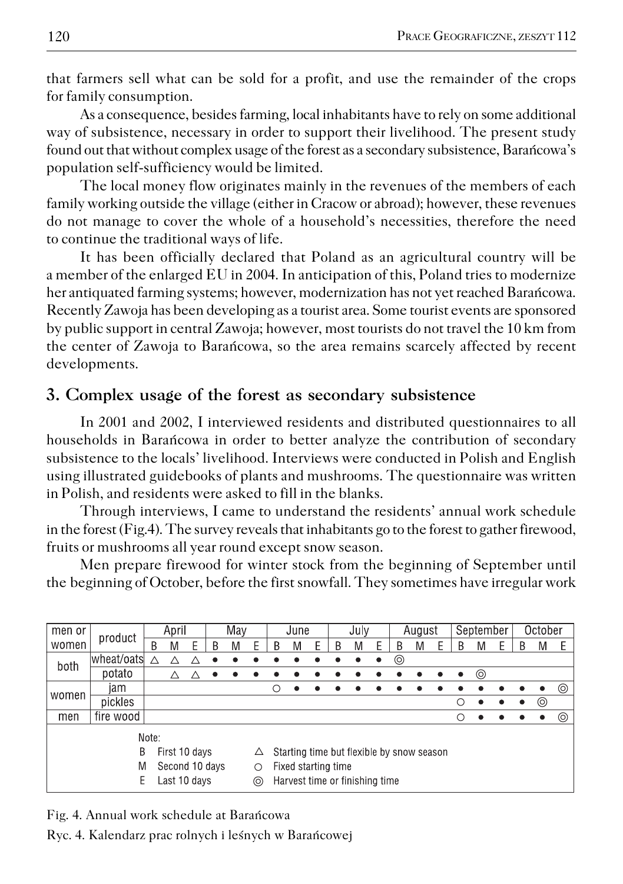that farmers sell what can be sold for a profit, and use the remainder of the crops for family consumption.

As a consequence, besides farming, local inhabitants have to rely on some additional way of subsistence, necessary in order to support their livelihood. The present study found out that without complex usage of the forest as a secondary subsistence, Barańcowa's population self-sufficiency would be limited.

The local money flow originates mainly in the revenues of the members of each family working outside the village (either in Cracow or abroad); however, these revenues do not manage to cover the whole of a household's necessities, therefore the need to continue the traditional ways of life.

It has been officially declared that Poland as an agricultural country will be a member of the enlarged EU in 2004. In anticipation of this, Poland tries to modernize her antiquated farming systems; however, modernization has not yet reached Barańcowa. Recently Zawoja has been developing as a tourist area. Some tourist events are sponsored by public support in central Zawoja; however, most tourists do not travel the 10 km from the center of Zawoja to Barańcowa, so the area remains scarcely affected by recent developments.

## 3. Complex usage of the forest as secondary subsistence

In 2001 and 2002, I interviewed residents and distributed questionnaires to all households in Barańcowa in order to better analyze the contribution of secondary subsistence to the locals' livelihood. Interviews were conducted in Polish and English using illustrated guidebooks of plants and mushrooms. The questionnaire was written in Polish, and residents were asked to fill in the blanks.

Through interviews, I came to understand the residents' annual work schedule in the forest (Fig.4). The survey reveals that inhabitants go to the forest to gather firewood, fruits or mushrooms all year round except snow season.

Men prepare firewood for winter stock from the beginning of September until the beginning of October, before the first snowfall. They sometimes have irregular work

| men or women | product | April | | | May | | | June | | | July | | | August | | | September | | | October | | |
|---|---|---|---|---|---|---|---|---|---|---|---|---|---|---|---|---|---|---|---|---|---|---|
| | | B | M | E | B | M | E | B | M | E | B | M | E | B | M | E | B | M | E | B | M | E |
| both | wheat/oats | △ | △ | △ | ● | ● | ● | ● | ● | ● | ● | ● | ● | ◎ | | | | | | | | |
| | potato | | △ | △ | ● | ● | ● | ● | ● | ● | ● | ● | ● | ● | ● | ● | ● | ◎ | | | | |
| women | jam | | | | | | | ○ | ● | ● | ● | ● | ● | ● | ● | ● | ● | ● | ● | ● | ● | ◎ |
| | pickles | | | | | | | | | | | | | | | | ○ | ● | ● | ● | ◎ | |
| men | fire wood | | | | | | | | | | | | | | | | ○ | ● | ● | ● | ● | ◎ |

Note:
B First 10 days
M Second 10 days
E Last 10 days
△ Starting time but flexible by snow season
○ Fixed starting time
◎ Harvest time or finishing time

Fig. 4. Annual work schedule at Barańcowa

Ryc. 4. Kalendarz prac rolnych i leśnych w Barańcowej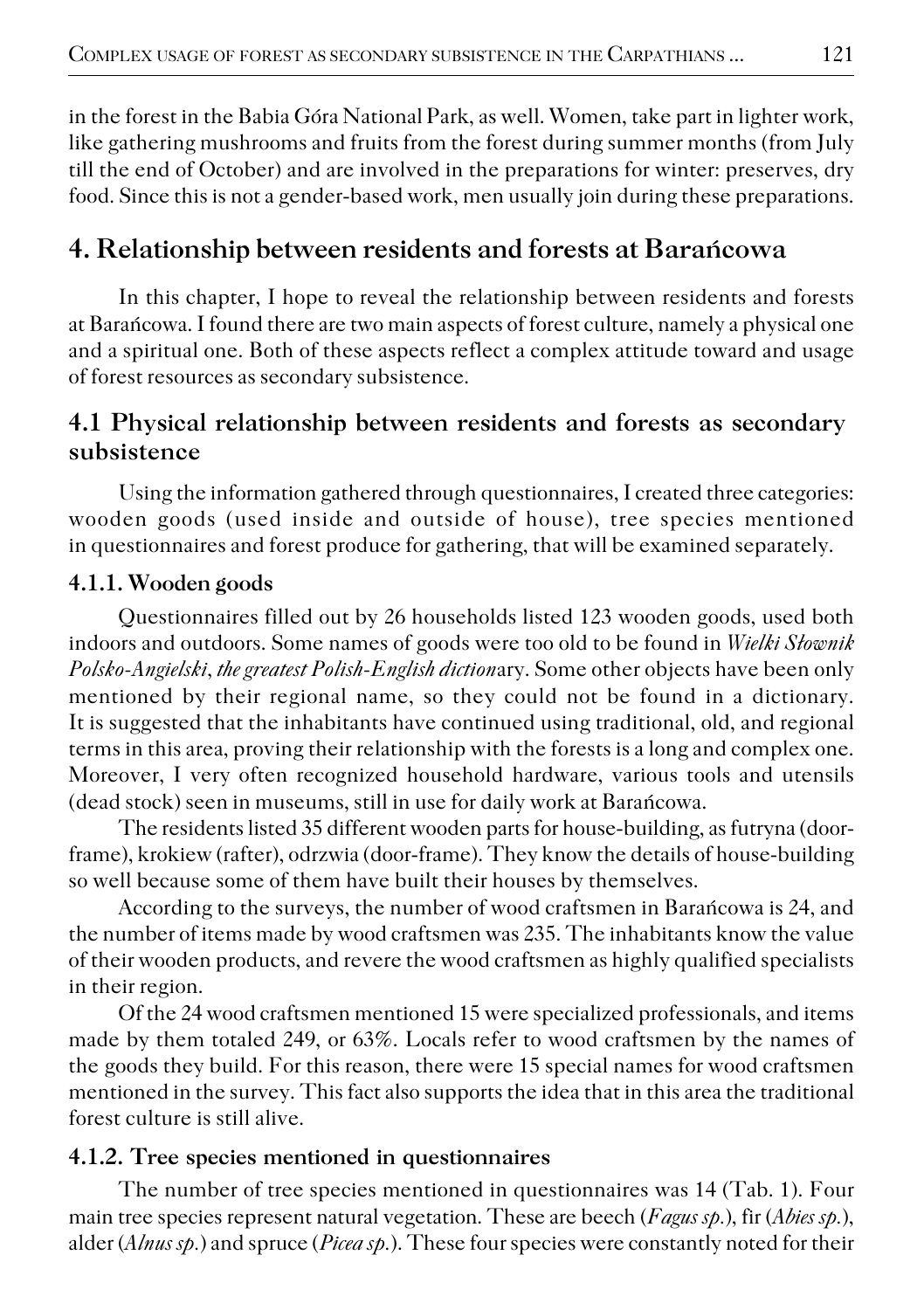in the forest in the Babia Góra National Park, as well. Women, take part in lighter work, like gathering mushrooms and fruits from the forest during summer months (from July till the end of October) and are involved in the preparations for winter: preserves, dry food. Since this is not a gender-based work, men usually join during these preparations.

## 4. Relationship between residents and forests at Barańcowa

In this chapter, I hope to reveal the relationship between residents and forests at Barańcowa. I found there are two main aspects of forest culture, namely a physical one and a spiritual one. Both of these aspects reflect a complex attitude toward and usage of forest resources as secondary subsistence.

### 4.1 Physical relationship between residents and forests as secondary subsistence

Using the information gathered through questionnaires, I created three categories: wooden goods (used inside and outside of house), tree species mentioned in questionnaires and forest produce for gathering, that will be examined separately.

#### 4.1.1. Wooden goods

Questionnaires filled out by 26 households listed 123 wooden goods, used both indoors and outdoors. Some names of goods were too old to be found in *Wielki Słownik Polsko-Angielski*, *the greatest Polish-English diction*ary. Some other objects have been only mentioned by their regional name, so they could not be found in a dictionary. It is suggested that the inhabitants have continued using traditional, old, and regional terms in this area, proving their relationship with the forests is a long and complex one. Moreover, I very often recognized household hardware, various tools and utensils (dead stock) seen in museums, still in use for daily work at Barańcowa.

The residents listed 35 different wooden parts for house-building, as futryna (door-frame), krokiew (rafter), odrzwia (door-frame). They know the details of house-building so well because some of them have built their houses by themselves.

According to the surveys, the number of wood craftsmen in Barańcowa is 24, and the number of items made by wood craftsmen was 235. The inhabitants know the value of their wooden products, and revere the wood craftsmen as highly qualified specialists in their region.

Of the 24 wood craftsmen mentioned 15 were specialized professionals, and items made by them totaled 249, or 63%. Locals refer to wood craftsmen by the names of the goods they build. For this reason, there were 15 special names for wood craftsmen mentioned in the survey. This fact also supports the idea that in this area the traditional forest culture is still alive.

#### 4.1.2. Tree species mentioned in questionnaires

The number of tree species mentioned in questionnaires was 14 (Tab. 1). Four main tree species represent natural vegetation. These are beech (*Fagus sp.*), fir (*Abies sp.*), alder (*Alnus sp.*) and spruce (*Picea sp.*). These four species were constantly noted for their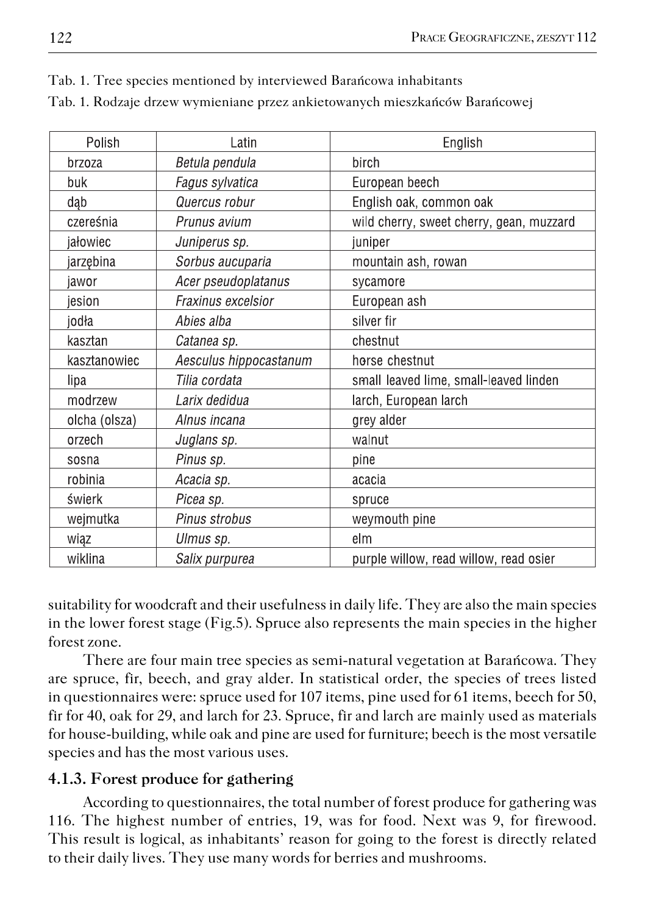Tab. 1. Tree species mentioned by interviewed Barańcowa inhabitants

Tab. 1. Rodzaje drzew wymieniane przez ankietowanych mieszkańców Barańcowej

| Polish | Latin | English |
|---|---|---|
| brzoza | *Betula pendula* | birch |
| buk | *Fagus sylvatica* | European beech |
| dąb | *Quercus robur* | English oak, common oak |
| czereśnia | *Prunus avium* | wild cherry, sweet cherry, gean, muzzard |
| jałowiec | *Juniperus sp.* | juniper |
| jarzębina | *Sorbus aucuparia* | mountain ash, rowan |
| jawor | *Acer pseudoplatanus* | sycamore |
| jesion | *Fraxinus excelsior* | European ash |
| jodła | *Abies alba* | silver fir |
| kasztan | *Catanea sp.* | chestnut |
| kasztanowiec | *Aesculus hippocastanum* | horse chestnut |
| lipa | *Tilia cordata* | small leaved lime, small-leaved linden |
| modrzew | *Larix dedidua* | larch, European larch |
| olcha (olsza) | *Alnus incana* | grey alder |
| orzech | *Juglans sp.* | walnut |
| sosna | *Pinus sp.* | pine |
| robinia | *Acacia sp.* | acacia |
| świerk | *Picea sp.* | spruce |
| wejmutka | *Pinus strobus* | weymouth pine |
| wiąz | *Ulmus sp.* | elm |
| wiklina | *Salix purpurea* | purple willow, read willow, read osier |

suitability for woodcraft and their usefulness in daily life. They are also the main species in the lower forest stage (Fig.5). Spruce also represents the main species in the higher forest zone.

There are four main tree species as semi-natural vegetation at Barańcowa. They are spruce, fir, beech, and gray alder. In statistical order, the species of trees listed in questionnaires were: spruce used for 107 items, pine used for 61 items, beech for 50, fir for 40, oak for 29, and larch for 23. Spruce, fir and larch are mainly used as materials for house-building, while oak and pine are used for furniture; beech is the most versatile species and has the most various uses.

### 4.1.3. Forest produce for gathering

According to questionnaires, the total number of forest produce for gathering was 116. The highest number of entries, 19, was for food. Next was 9, for firewood. This result is logical, as inhabitants' reason for going to the forest is directly related to their daily lives. They use many words for berries and mushrooms.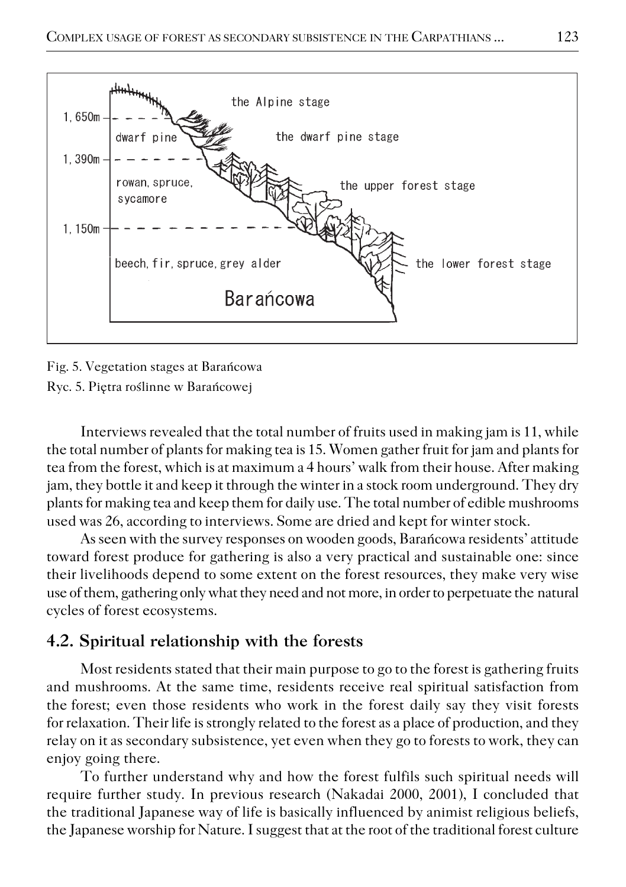the Alpine stage

1, 650m

dwarf pine

the dwarf pine stage

1, 390m

rowan, spruce, sycamore

the upper forest stage

1, 150m

beech, fir, spruce, grey alder

the lower forest stage

Barańcowa

Fig. 5. Vegetation stages at Barańcowa

Ryc. 5. Piętra roślinne w Barańcowej

Interviews revealed that the total number of fruits used in making jam is 11, while the total number of plants for making tea is 15. Women gather fruit for jam and plants for tea from the forest, which is at maximum a 4 hours' walk from their house. After making jam, they bottle it and keep it through the winter in a stock room underground. They dry plants for making tea and keep them for daily use. The total number of edible mushrooms used was 26, according to interviews. Some are dried and kept for winter stock.

As seen with the survey responses on wooden goods, Barańcowa residents' attitude toward forest produce for gathering is also a very practical and sustainable one: since their livelihoods depend to some extent on the forest resources, they make very wise use of them, gathering only what they need and not more, in order to perpetuate the natural cycles of forest ecosystems.

## 4.2. Spiritual relationship with the forests

Most residents stated that their main purpose to go to the forest is gathering fruits and mushrooms. At the same time, residents receive real spiritual satisfaction from the forest; even those residents who work in the forest daily say they visit forests for relaxation. Their life is strongly related to the forest as a place of production, and they relay on it as secondary subsistence, yet even when they go to forests to work, they can enjoy going there.

To further understand why and how the forest fulfils such spiritual needs will require further study. In previous research (Nakadai 2000, 2001), I concluded that the traditional Japanese way of life is basically influenced by animist religious beliefs, the Japanese worship for Nature. I suggest that at the root of the traditional forest culture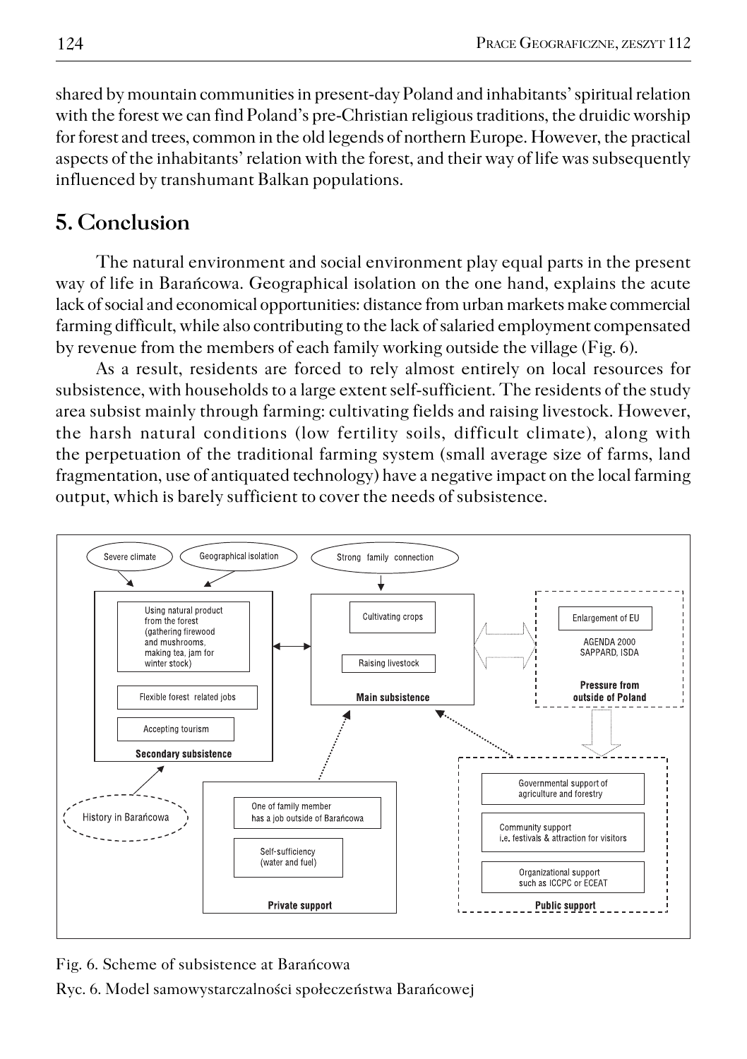shared by mountain communities in present-day Poland and inhabitants' spiritual relation with the forest we can find Poland's pre-Christian religious traditions, the druidic worship for forest and trees, common in the old legends of northern Europe. However, the practical aspects of the inhabitants' relation with the forest, and their way of life was subsequently influenced by transhumant Balkan populations.

## 5. Conclusion

The natural environment and social environment play equal parts in the present way of life in Barańcowa. Geographical isolation on the one hand, explains the acute lack of social and economical opportunities: distance from urban markets make commercial farming difficult, while also contributing to the lack of salaried employment compensated by revenue from the members of each family working outside the village (Fig. 6).

As a result, residents are forced to rely almost entirely on local resources for subsistence, with households to a large extent self-sufficient. The residents of the study area subsist mainly through farming: cultivating fields and raising livestock. However, the harsh natural conditions (low fertility soils, difficult climate), along with the perpetuation of the traditional farming system (small average size of farms, land fragmentation, use of antiquated technology) have a negative impact on the local farming output, which is barely sufficient to cover the needs of subsistence.

Severe climate

Geographical isolation

Strong family connection

Using natural product from the forest (gathering firewood and mushrooms, making tea, jam for winter stock)

Flexible forest related jobs

Accepting tourism

**Secondary subsistence**

Cultivating crops

Raising livestock

**Main subsistence**

Enlargement of EU

AGENDA 2000
SAPPARD, ISDA

**Pressure from outside of Poland**

History in Barańcowa

One of family member has a job outside of Barańcowa

Self-sufficiency (water and fuel)

**Private support**

Governmental support of agriculture and forestry

Community support i.e. festivals & attraction for visitors

Organizational support such as ICCPC or ECEAT

**Public support**

Fig. 6. Scheme of subsistence at Barańcowa

Ryc. 6. Model samowystarczalności społeczeństwa Barańcowej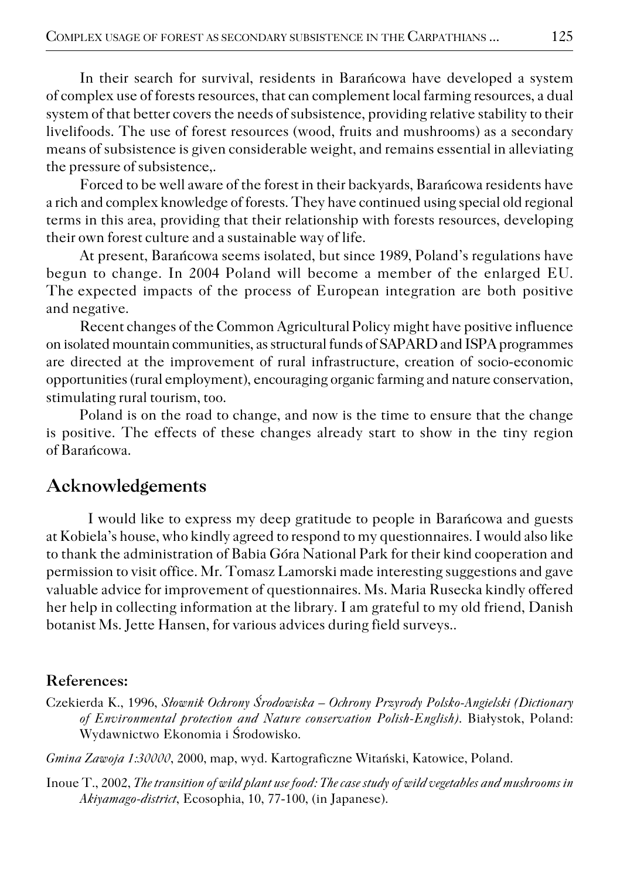In their search for survival, residents in Barańcowa have developed a system of complex use of forests resources, that can complement local farming resources, a dual system of that better covers the needs of subsistence, providing relative stability to their livelifoods. The use of forest resources (wood, fruits and mushrooms) as a secondary means of subsistence is given considerable weight, and remains essential in alleviating the pressure of subsistence,.

Forced to be well aware of the forest in their backyards, Barańcowa residents have a rich and complex knowledge of forests. They have continued using special old regional terms in this area, providing that their relationship with forests resources, developing their own forest culture and a sustainable way of life.

At present, Barańcowa seems isolated, but since 1989, Poland's regulations have begun to change. In 2004 Poland will become a member of the enlarged EU. The expected impacts of the process of European integration are both positive and negative.

Recent changes of the Common Agricultural Policy might have positive influence on isolated mountain communities, as structural funds of SAPARD and ISPA programmes are directed at the improvement of rural infrastructure, creation of socio-economic opportunities (rural employment), encouraging organic farming and nature conservation, stimulating rural tourism, too.

Poland is on the road to change, and now is the time to ensure that the change is positive. The effects of these changes already start to show in the tiny region of Barańcowa.

## Acknowledgements

I would like to express my deep gratitude to people in Barańcowa and guests at Kobiela's house, who kindly agreed to respond to my questionnaires. I would also like to thank the administration of Babia Góra National Park for their kind cooperation and permission to visit office. Mr. Tomasz Lamorski made interesting suggestions and gave valuable advice for improvement of questionnaires. Ms. Maria Rusecka kindly offered her help in collecting information at the library. I am grateful to my old friend, Danish botanist Ms. Jette Hansen, for various advices during field surveys..

### References:

Czekierda K., 1996, *Słownik Ochrony Środowiska – Ochrony Przyrody Polsko-Angielski (Dictionary of Environmental protection and Nature conservation Polish-English)*. Białystok, Poland: Wydawnictwo Ekonomia i Środowisko.

*Gmina Zawoja 1:30000*, 2000, map, wyd. Kartograficzne Witański, Katowice, Poland.

Inoue T., 2002, *The transition of wild plant use food: The case study of wild vegetables and mushrooms in Akiyamago-district*, Ecosophia, 10, 77-100, (in Japanese).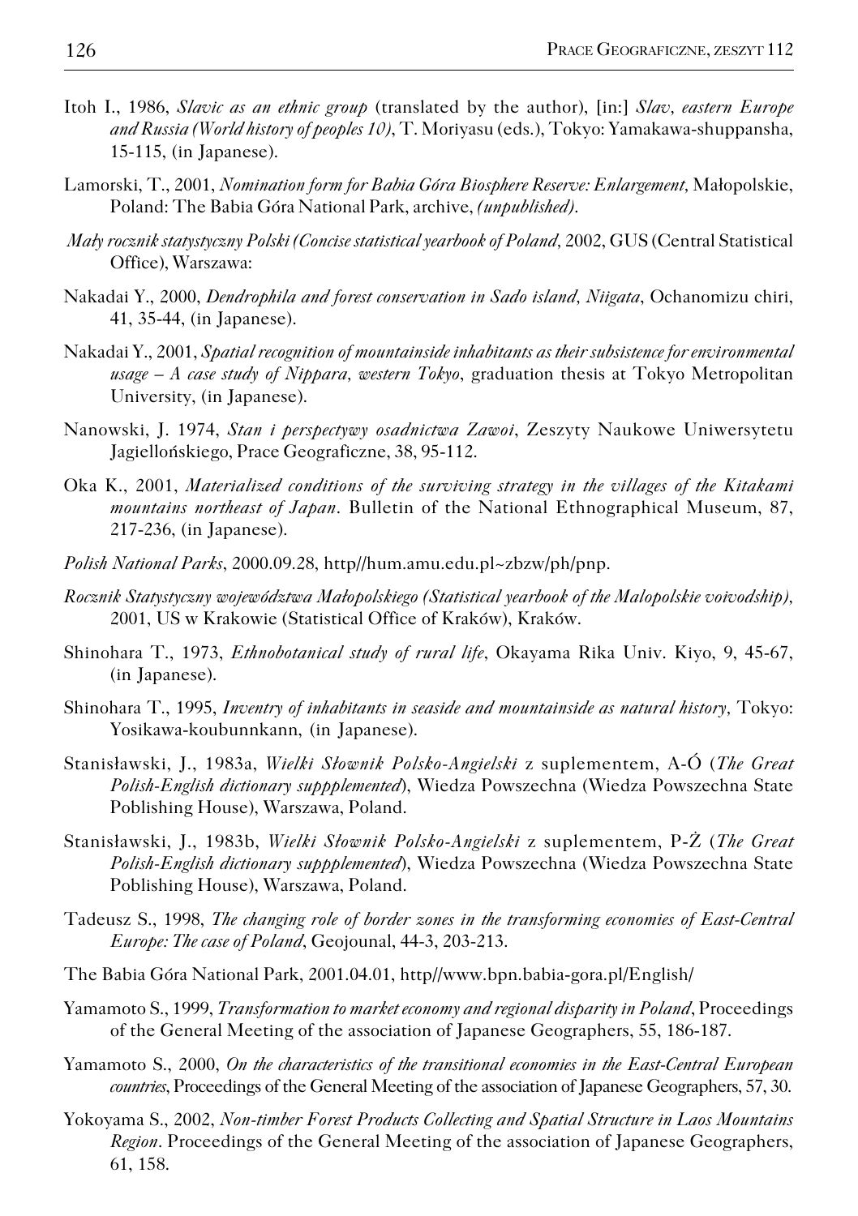Itoh I., 1986, *Slavic as an ethnic group* (translated by the author), [in:] *Slav, eastern Europe and Russia (World history of peoples 10)*, T. Moriyasu (eds.), Tokyo: Yamakawa-shuppansha, 15-115, (in Japanese).

Lamorski, T., 2001, *Nomination form for Babia Góra Biosphere Reserve: Enlargement*, Małopolskie, Poland: The Babia Góra National Park, archive, *(unpublished)*.

*Mały rocznik statystyczny Polski (Concise statistical yearbook of Poland*, 2002, GUS (Central Statistical Office), Warszawa:

Nakadai Y., 2000, *Dendrophila and forest conservation in Sado island, Niigata*, Ochanomizu chiri, 41, 35-44, (in Japanese).

Nakadai Y., 2001, *Spatial recognition of mountainside inhabitants as their subsistence for environmental usage – A case study of Nippara, western Tokyo*, graduation thesis at Tokyo Metropolitan University, (in Japanese).

Nanowski, J. 1974, *Stan i perspectywy osadnictwa Zawoi*, Zeszyty Naukowe Uniwersytetu Jagiellońskiego, Prace Geograficzne, 38, 95-112.

Oka K., 2001, *Materialized conditions of the surviving strategy in the villages of the Kitakami mountains northeast of Japan*. Bulletin of the National Ethnographical Museum, 87, 217-236, (in Japanese).

*Polish National Parks*, 2000.09.28, http//hum.amu.edu.pl~zbzw/ph/pnp.

*Rocznik Statystyczny województwa Małopolskiego (Statistical yearbook of the Malopolskie voivodship)*, 2001, US w Krakowie (Statistical Office of Kraków), Kraków.

Shinohara T., 1973, *Ethnobotanical study of rural life*, Okayama Rika Univ. Kiyo, 9, 45-67, (in Japanese).

Shinohara T., 1995, *Inventry of inhabitants in seaside and mountainside as natural history*, Tokyo: Yosikawa-koubunnkann, (in Japanese).

Stanisławski, J., 1983a, *Wielki Słownik Polsko-Angielski* z suplementem, A-Ó (*The Great Polish-English dictionary suppplemented*), Wiedza Powszechna (Wiedza Powszechna State Poblishing House), Warszawa, Poland.

Stanisławski, J., 1983b, *Wielki Słownik Polsko-Angielski* z suplementem, P-Ż (*The Great Polish-English dictionary suppplemented*), Wiedza Powszechna (Wiedza Powszechna State Poblishing House), Warszawa, Poland.

Tadeusz S., 1998, *The changing role of border zones in the transforming economies of East-Central Europe: The case of Poland*, Geojounal, 44-3, 203-213.

The Babia Góra National Park, 2001.04.01, http//www.bpn.babia-gora.pl/English/

Yamamoto S., 1999, *Transformation to market economy and regional disparity in Poland*, Proceedings of the General Meeting of the association of Japanese Geographers, 55, 186-187.

Yamamoto S., 2000, *On the characteristics of the transitional economies in the East-Central European countries*, Proceedings of the General Meeting of the association of Japanese Geographers, 57, 30.

Yokoyama S., 2002, *Non-timber Forest Products Collecting and Spatial Structure in Laos Mountains Region*. Proceedings of the General Meeting of the association of Japanese Geographers, 61, 158.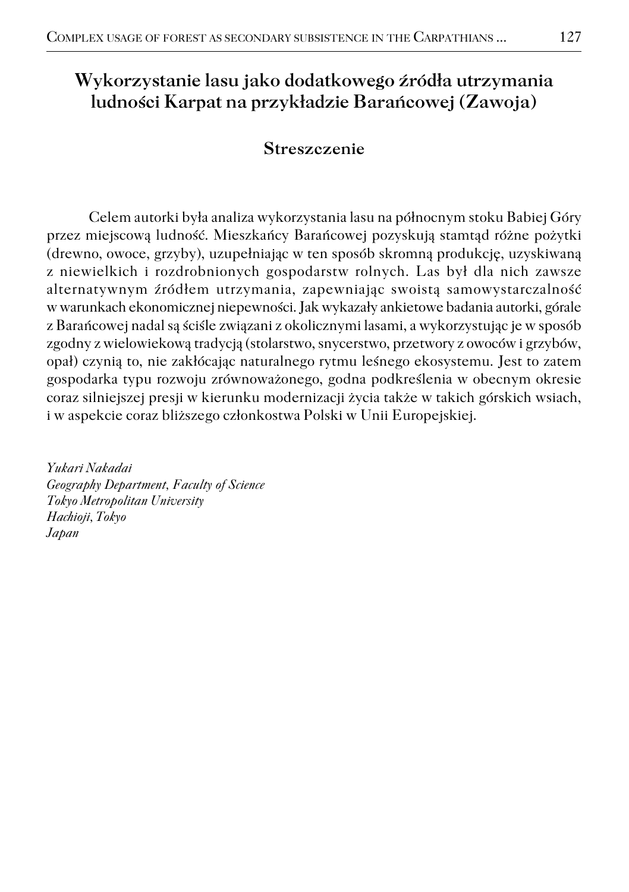# Wykorzystanie lasu jako dodatkowego źródła utrzymania ludności Karpat na przykładzie Barańcowej (Zawoja)

## Streszczenie

Celem autorki była analiza wykorzystania lasu na północnym stoku Babiej Góry przez miejscową ludność. Mieszkańcy Barańcowej pozyskują stamtąd różne pożytki (drewno, owoce, grzyby), uzupełniając w ten sposób skromną produkcję, uzyskiwaną z niewielkich i rozdrobnionych gospodarstw rolnych. Las był dla nich zawsze alternatywnym źródłem utrzymania, zapewniając swoistą samowystarczalność w warunkach ekonomicznej niepewności. Jak wykazały ankietowe badania autorki, górale z Barańcowej nadal są ściśle związani z okolicznymi lasami, a wykorzystując je w sposób zgodny z wielowiekową tradycją (stolarstwo, snycerstwo, przetwory z owoców i grzybów, opał) czynią to, nie zakłócając naturalnego rytmu leśnego ekosystemu. Jest to zatem gospodarka typu rozwoju zrównoważonego, godna podkreślenia w obecnym okresie coraz silniejszej presji w kierunku modernizacji życia także w takich górskich wsiach, i w aspekcie coraz bliższego członkostwa Polski w Unii Europejskiej.

*Yukari Nakadai*
*Geography Department, Faculty of Science*
*Tokyo Metropolitan University*
*Hachioji, Tokyo*
*Japan*